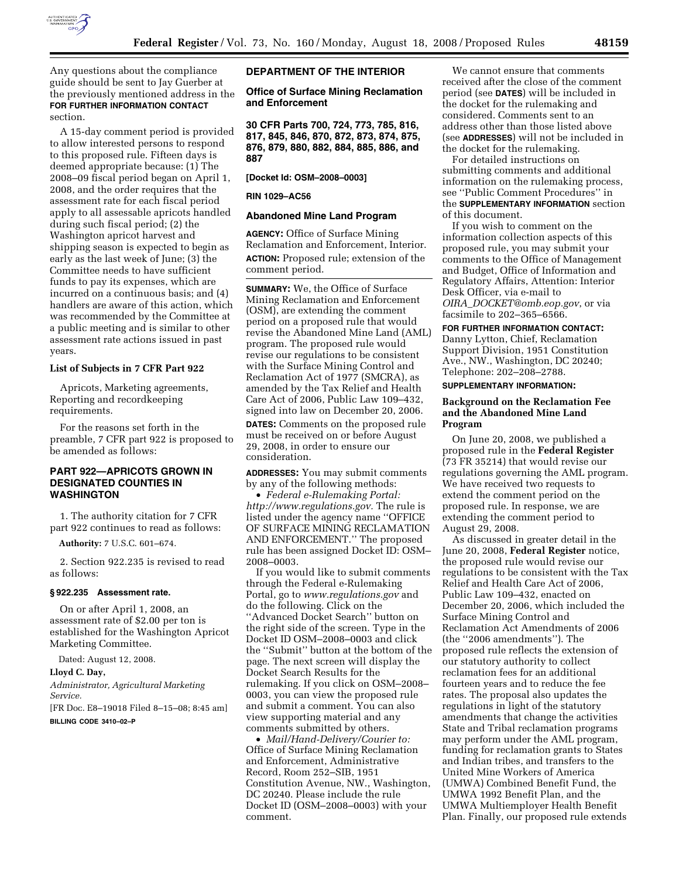Any questions about the compliance guide should be sent to Jay Guerber at the previously mentioned address in the **FOR FURTHER INFORMATION CONTACT** section.

A 15-day comment period is provided to allow interested persons to respond to this proposed rule. Fifteen days is deemed appropriate because: (1) The 2008–09 fiscal period began on April 1, 2008, and the order requires that the assessment rate for each fiscal period apply to all assessable apricots handled during such fiscal period; (2) the Washington apricot harvest and shipping season is expected to begin as early as the last week of June; (3) the Committee needs to have sufficient funds to pay its expenses, which are incurred on a continuous basis; and (4) handlers are aware of this action, which was recommended by the Committee at a public meeting and is similar to other assessment rate actions issued in past years.

### List of Subjects in 7 CFR Part 922

Apricots, Marketing agreements, Reporting and recordkeeping requirements.

For the reasons set forth in the preamble, 7 CFR part 922 is proposed to be amended as follows:

## PART 922—APRICOTS GROWN IN DESIGNATED COUNTIES IN WASHINGTON

1. The authority citation for 7 CFR part 922 continues to read as follows:

**Authority:** 7 U.S.C. 601–674.

2. Section 922.235 is revised to read as follows:

### § 922.235 Assessment rate.

On or after April 1, 2008, an assessment rate of $2.00 per ton is established for the Washington Apricot Marketing Committee.

Dated: August 12, 2008.

**Lloyd C. Day,**

*Administrator, Agricultural Marketing Service.*

[FR Doc. E8–19018 Filed 8–15–08; 8:45 am]

**BILLING CODE 3410–02–P**

## DEPARTMENT OF THE INTERIOR

### Office of Surface Mining Reclamation and Enforcement

### 30 CFR Parts 700, 724, 773, 785, 816, 817, 845, 846, 870, 872, 873, 874, 875, 876, 879, 880, 882, 884, 885, 886, and 887

**[Docket Id: OSM–2008–0003]**

**RIN 1029–AC56**

### Abandoned Mine Land Program

**AGENCY:** Office of Surface Mining Reclamation and Enforcement, Interior.

**ACTION:** Proposed rule; extension of the comment period.

**SUMMARY:** We, the Office of Surface Mining Reclamation and Enforcement (OSM), are extending the comment period on a proposed rule that would revise the Abandoned Mine Land (AML) program. The proposed rule would revise our regulations to be consistent with the Surface Mining Control and Reclamation Act of 1977 (SMCRA), as amended by the Tax Relief and Health Care Act of 2006, Public Law 109–432, signed into law on December 20, 2006.

**DATES:** Comments on the proposed rule must be received on or before August 29, 2008, in order to ensure our consideration.

**ADDRESSES:** You may submit comments by any of the following methods:

- *Federal e-Rulemaking Portal: http://www.regulations.gov.* The rule is listed under the agency name ''OFFICE OF SURFACE MINING RECLAMATION AND ENFORCEMENT.'' The proposed rule has been assigned Docket ID: OSM–2008–0003.

If you would like to submit comments through the Federal e-Rulemaking Portal, go to *www.regulations.gov* and do the following. Click on the ''Advanced Docket Search'' button on the right side of the screen. Type in the Docket ID OSM–2008–0003 and click the ''Submit'' button at the bottom of the page. The next screen will display the Docket Search Results for the rulemaking. If you click on OSM–2008–0003, you can view the proposed rule and submit a comment. You can also view supporting material and any comments submitted by others.

- *Mail/Hand-Delivery/Courier to:* Office of Surface Mining Reclamation and Enforcement, Administrative Record, Room 252–SIB, 1951 Constitution Avenue, NW., Washington, DC 20240. Please include the rule Docket ID (OSM–2008–0003) with your comment.

We cannot ensure that comments received after the close of the comment period (see **DATES**) will be included in the docket for the rulemaking and considered. Comments sent to an address other than those listed above (see **ADDRESSES**) will not be included in the docket for the rulemaking.

For detailed instructions on submitting comments and additional information on the rulemaking process, see ''Public Comment Procedures'' in the **SUPPLEMENTARY INFORMATION** section of this document.

If you wish to comment on the information collection aspects of this proposed rule, you may submit your comments to the Office of Management and Budget, Office of Information and Regulatory Affairs, Attention: Interior Desk Officer, via e-mail to *OIRA_DOCKET@omb.eop.gov*, or via facsimile to 202–365–6566.

**FOR FURTHER INFORMATION CONTACT:** Danny Lytton, Chief, Reclamation Support Division, 1951 Constitution Ave., NW., Washington, DC 20240; Telephone: 202–208–2788.

**SUPPLEMENTARY INFORMATION:**

### Background on the Reclamation Fee and the Abandoned Mine Land Program

On June 20, 2008, we published a proposed rule in the **Federal Register** (73 FR 35214) that would revise our regulations governing the AML program. We have received two requests to extend the comment period on the proposed rule. In response, we are extending the comment period to August 29, 2008.

As discussed in greater detail in the June 20, 2008, **Federal Register** notice, the proposed rule would revise our regulations to be consistent with the Tax Relief and Health Care Act of 2006, Public Law 109–432, enacted on December 20, 2006, which included the Surface Mining Control and Reclamation Act Amendments of 2006 (the ''2006 amendments''). The proposed rule reflects the extension of our statutory authority to collect reclamation fees for an additional fourteen years and to reduce the fee rates. The proposal also updates the regulations in light of the statutory amendments that change the activities State and Tribal reclamation programs may perform under the AML program, funding for reclamation grants to States and Indian tribes, and transfers to the United Mine Workers of America (UMWA) Combined Benefit Fund, the UMWA 1992 Benefit Plan, and the UMWA Multiemployer Health Benefit Plan. Finally, our proposed rule extends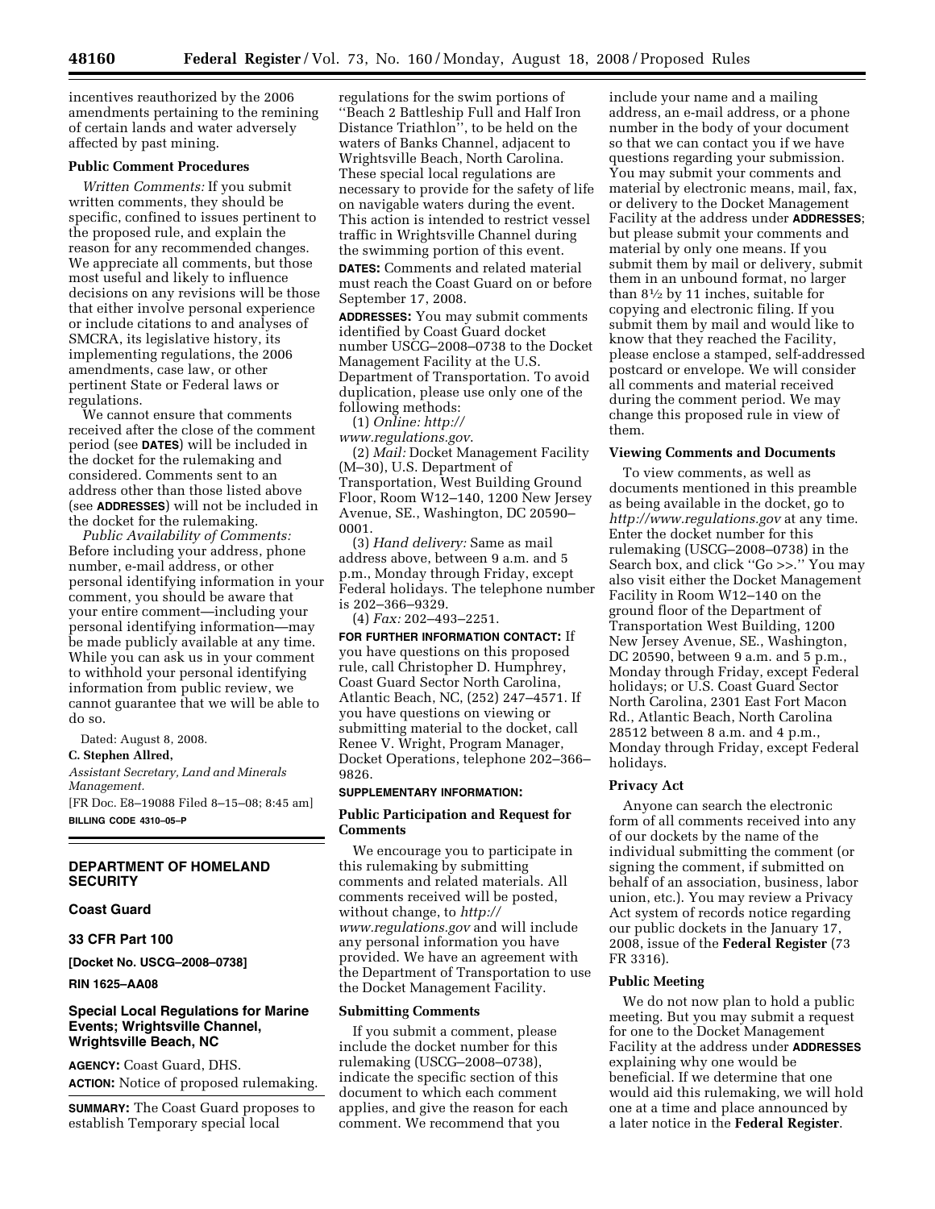incentives reauthorized by the 2006 amendments pertaining to the remining of certain lands and water adversely affected by past mining.

**Public Comment Procedures**

*Written Comments:* If you submit written comments, they should be specific, confined to issues pertinent to the proposed rule, and explain the reason for any recommended changes. We appreciate all comments, but those most useful and likely to influence decisions on any revisions will be those that either involve personal experience or include citations to and analyses of SMCRA, its legislative history, its implementing regulations, the 2006 amendments, case law, or other pertinent State or Federal laws or regulations.

We cannot ensure that comments received after the close of the comment period (see **DATES**) will be included in the docket for the rulemaking and considered. Comments sent to an address other than those listed above (see **ADDRESSES**) will not be included in the docket for the rulemaking.

*Public Availability of Comments:* Before including your address, phone number, e-mail address, or other personal identifying information in your comment, you should be aware that your entire comment—including your personal identifying information—may be made publicly available at any time. While you can ask us in your comment to withhold your personal identifying information from public review, we cannot guarantee that we will be able to do so.

Dated: August 8, 2008.

**C. Stephen Allred,**

*Assistant Secretary, Land and Minerals Management.*

[FR Doc. E8–19088 Filed 8–15–08; 8:45 am]

**BILLING CODE 4310–05–P**

---

**DEPARTMENT OF HOMELAND SECURITY**

**Coast Guard**

**33 CFR Part 100**

**[Docket No. USCG–2008–0738]**

**RIN 1625–AA08**

## Special Local Regulations for Marine Events; Wrightsville Channel, Wrightsville Beach, NC

**AGENCY:** Coast Guard, DHS.

**ACTION:** Notice of proposed rulemaking.

**SUMMARY:** The Coast Guard proposes to establish Temporary special local regulations for the swim portions of ''Beach 2 Battleship Full and Half Iron Distance Triathlon'', to be held on the waters of Banks Channel, adjacent to Wrightsville Beach, North Carolina. These special local regulations are necessary to provide for the safety of life on navigable waters during the event. This action is intended to restrict vessel traffic in Wrightsville Channel during the swimming portion of this event.

**DATES:** Comments and related material must reach the Coast Guard on or before September 17, 2008.

**ADDRESSES:** You may submit comments identified by Coast Guard docket number USCG–2008–0738 to the Docket Management Facility at the U.S. Department of Transportation. To avoid duplication, please use only one of the following methods:

(1) *Online: http://www.regulations.gov*.

(2) *Mail:* Docket Management Facility (M–30), U.S. Department of Transportation, West Building Ground Floor, Room W12–140, 1200 New Jersey Avenue, SE., Washington, DC 20590–0001.

(3) *Hand delivery:* Same as mail address above, between 9 a.m. and 5 p.m., Monday through Friday, except Federal holidays. The telephone number is 202–366–9329.

(4) *Fax:* 202–493–2251.

**FOR FURTHER INFORMATION CONTACT:** If you have questions on this proposed rule, call Christopher D. Humphrey, Coast Guard Sector North Carolina, Atlantic Beach, NC, (252) 247–4571. If you have questions on viewing or submitting material to the docket, call Renee V. Wright, Program Manager, Docket Operations, telephone 202–366–9826.

**SUPPLEMENTARY INFORMATION:**

**Public Participation and Request for Comments**

We encourage you to participate in this rulemaking by submitting comments and related materials. All comments received will be posted, without change, to *http://www.regulations.gov* and will include any personal information you have provided. We have an agreement with the Department of Transportation to use the Docket Management Facility.

**Submitting Comments**

If you submit a comment, please include the docket number for this rulemaking (USCG–2008–0738), indicate the specific section of this document to which each comment applies, and give the reason for each comment. We recommend that you include your name and a mailing address, an e-mail address, or a phone number in the body of your document so that we can contact you if we have questions regarding your submission. You may submit your comments and material by electronic means, mail, fax, or delivery to the Docket Management Facility at the address under **ADDRESSES**; but please submit your comments and material by only one means. If you submit them by mail or delivery, submit them in an unbound format, no larger than 8½ by 11 inches, suitable for copying and electronic filing. If you submit them by mail and would like to know that they reached the Facility, please enclose a stamped, self-addressed postcard or envelope. We will consider all comments and material received during the comment period. We may change this proposed rule in view of them.

**Viewing Comments and Documents**

To view comments, as well as documents mentioned in this preamble as being available in the docket, go to *http://www.regulations.gov* at any time. Enter the docket number for this rulemaking (USCG–2008–0738) in the Search box, and click ''Go >>.'' You may also visit either the Docket Management Facility in Room W12–140 on the ground floor of the Department of Transportation West Building, 1200 New Jersey Avenue, SE., Washington, DC 20590, between 9 a.m. and 5 p.m., Monday through Friday, except Federal holidays; or U.S. Coast Guard Sector North Carolina, 2301 East Fort Macon Rd., Atlantic Beach, North Carolina 28512 between 8 a.m. and 4 p.m., Monday through Friday, except Federal holidays.

**Privacy Act**

Anyone can search the electronic form of all comments received into any of our dockets by the name of the individual submitting the comment (or signing the comment, if submitted on behalf of an association, business, labor union, etc.). You may review a Privacy Act system of records notice regarding our public dockets in the January 17, 2008, issue of the **Federal Register** (73 FR 3316).

**Public Meeting**

We do not now plan to hold a public meeting. But you may submit a request for one to the Docket Management Facility at the address under **ADDRESSES** explaining why one would be beneficial. If we determine that one would aid this rulemaking, we will hold one at a time and place announced by a later notice in the **Federal Register**.